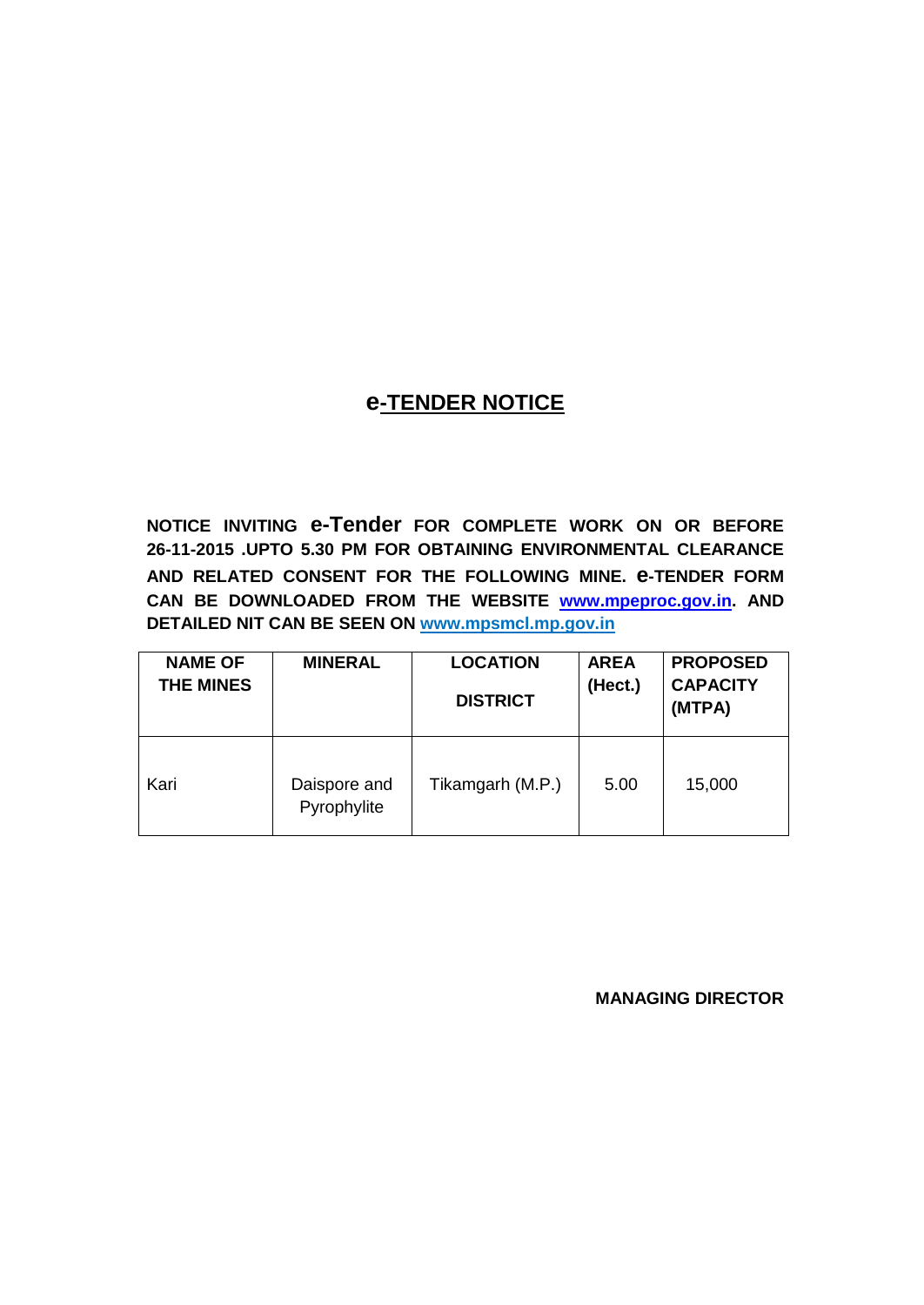# e-TENDER NOTICE

**NOTICE INVITING e-Tender FOR COMPLETE WORK ON OR BEFORE 26-11-2015 .UPTO 5.30 PM FOR OBTAINING ENVIRONMENTAL CLEARANCE AND RELATED CONSENT FOR THE FOLLOWING MINE. e-TENDER FORM CAN BE DOWNLOADED FROM THE WEBSITE www.mpeproc.gov.in. AND DETAILED NIT CAN BE SEEN ON www.mpsmcl.mp.gov.in**

| NAME OF THE MINES | MINERAL | LOCATION DISTRICT | AREA (Hect.) | PROPOSED CAPACITY (MTPA) |
|---|---|---|---|---|
| Kari | Daispore and Pyrophylite | Tikamgarh (M.P.) | 5.00 | 15,000 |

**MANAGING DIRECTOR**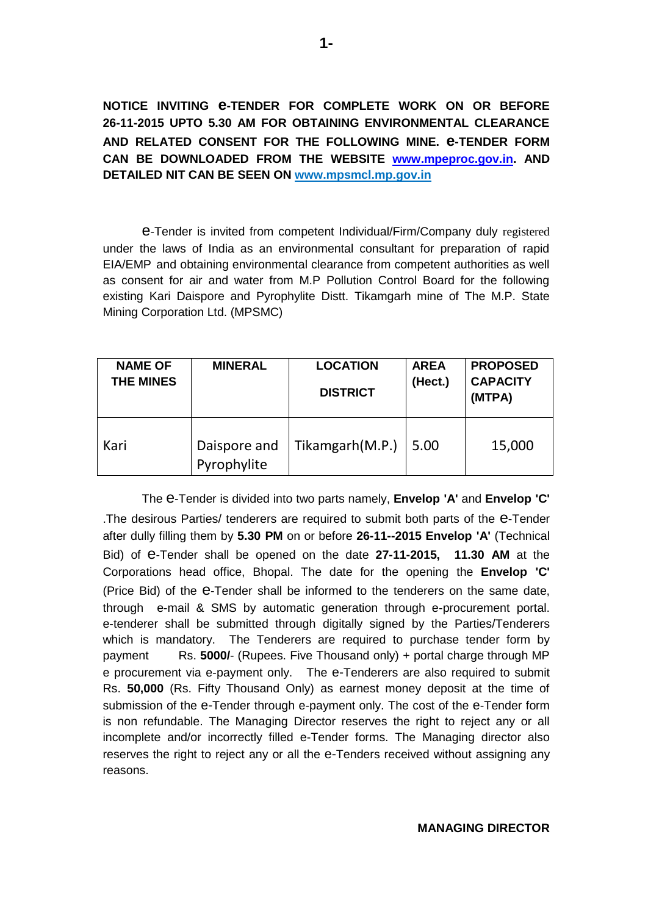**NOTICE INVITING e-TENDER FOR COMPLETE WORK ON OR BEFORE 26-11-2015 UPTO 5.30 AM FOR OBTAINING ENVIRONMENTAL CLEARANCE AND RELATED CONSENT FOR THE FOLLOWING MINE. e-TENDER FORM CAN BE DOWNLOADED FROM THE WEBSITE [www.mpeproc.gov.in](http://www.mpeproc.gov.in). AND DETAILED NIT CAN BE SEEN ON [www.mpsmcl.mp.gov.in](http://www.mpsmcl.mp.gov.in)**

e-Tender is invited from competent Individual/Firm/Company duly registered under the laws of India as an environmental consultant for preparation of rapid EIA/EMP and obtaining environmental clearance from competent authorities as well as consent for air and water from M.P Pollution Control Board for the following existing Kari Daispore and Pyrophylite Distt. Tikamgarh mine of The M.P. State Mining Corporation Ltd. (MPSMC)

| NAME OF THE MINES | MINERAL | LOCATION DISTRICT | AREA (Hect.) | PROPOSED CAPACITY (MTPA) |
|---|---|---|---|---|
| Kari | Daispore and Pyrophylite | Tikamgarh(M.P.) | 5.00 | 15,000 |

The e-Tender is divided into two parts namely, **Envelop 'A'** and **Envelop 'C'** .The desirous Parties/ tenderers are required to submit both parts of the e-Tender after dully filling them by **5.30 PM** on or before **26-11--2015 Envelop 'A'** (Technical Bid) of e-Tender shall be opened on the date **27-11-2015, 11.30 AM** at the Corporations head office, Bhopal. The date for the opening the **Envelop 'C'** (Price Bid) of the e-Tender shall be informed to the tenderers on the same date, through e-mail & SMS by automatic generation through e-procurement portal. e-tenderer shall be submitted through digitally signed by the Parties/Tenderers which is mandatory. The Tenderers are required to purchase tender form by payment Rs. **5000/**- (Rupees. Five Thousand only) + portal charge through MP e procurement via e-payment only. The e-Tenderers are also required to submit Rs. **50,000** (Rs. Fifty Thousand Only) as earnest money deposit at the time of submission of the e-Tender through e-payment only. The cost of the e-Tender form is non refundable. The Managing Director reserves the right to reject any or all incomplete and/or incorrectly filled e-Tender forms. The Managing director also reserves the right to reject any or all the e-Tenders received without assigning any reasons.

**MANAGING DIRECTOR**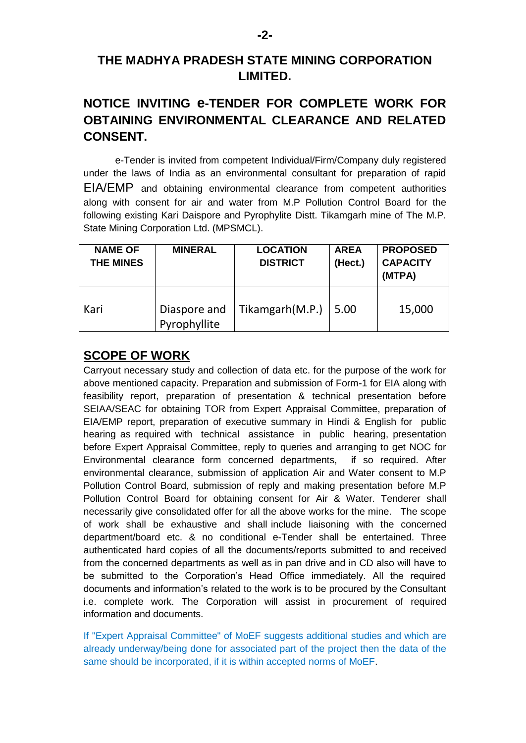## THE MADHYA PRADESH STATE MINING CORPORATION LIMITED.

## NOTICE INVITING e-TENDER FOR COMPLETE WORK FOR OBTAINING ENVIRONMENTAL CLEARANCE AND RELATED CONSENT.

e-Tender is invited from competent Individual/Firm/Company duly registered under the laws of India as an environmental consultant for preparation of rapid EIA/EMP and obtaining environmental clearance from competent authorities along with consent for air and water from M.P Pollution Control Board for the following existing Kari Daispore and Pyrophylite Distt. Tikamgarh mine of The M.P. State Mining Corporation Ltd. (MPSMCL).

| NAME OF THE MINES | MINERAL | LOCATION DISTRICT | AREA (Hect.) | PROPOSED CAPACITY (MTPA) |
|---|---|---|---|---|
| Kari | Diaspore and Pyrophyllite | Tikamgarh(M.P.) | 5.00 | 15,000 |

## SCOPE OF WORK

Carryout necessary study and collection of data etc. for the purpose of the work for above mentioned capacity. Preparation and submission of Form-1 for EIA along with feasibility report, preparation of presentation & technical presentation before SEIAA/SEAC for obtaining TOR from Expert Appraisal Committee, preparation of EIA/EMP report, preparation of executive summary in Hindi & English for public hearing as required with technical assistance in public hearing, presentation before Expert Appraisal Committee, reply to queries and arranging to get NOC for Environmental clearance form concerned departments, if so required. After environmental clearance, submission of application Air and Water consent to M.P Pollution Control Board, submission of reply and making presentation before M.P Pollution Control Board for obtaining consent for Air & Water. Tenderer shall necessarily give consolidated offer for all the above works for the mine. The scope of work shall be exhaustive and shall include liaisoning with the concerned department/board etc. & no conditional e-Tender shall be entertained. Three authenticated hard copies of all the documents/reports submitted to and received from the concerned departments as well as in pan drive and in CD also will have to be submitted to the Corporation's Head Office immediately. All the required documents and information's related to the work is to be procured by the Consultant i.e. complete work. The Corporation will assist in procurement of required information and documents.

If "Expert Appraisal Committee" of MoEF suggests additional studies and which are already underway/being done for associated part of the project then the data of the same should be incorporated, if it is within accepted norms of MoEF.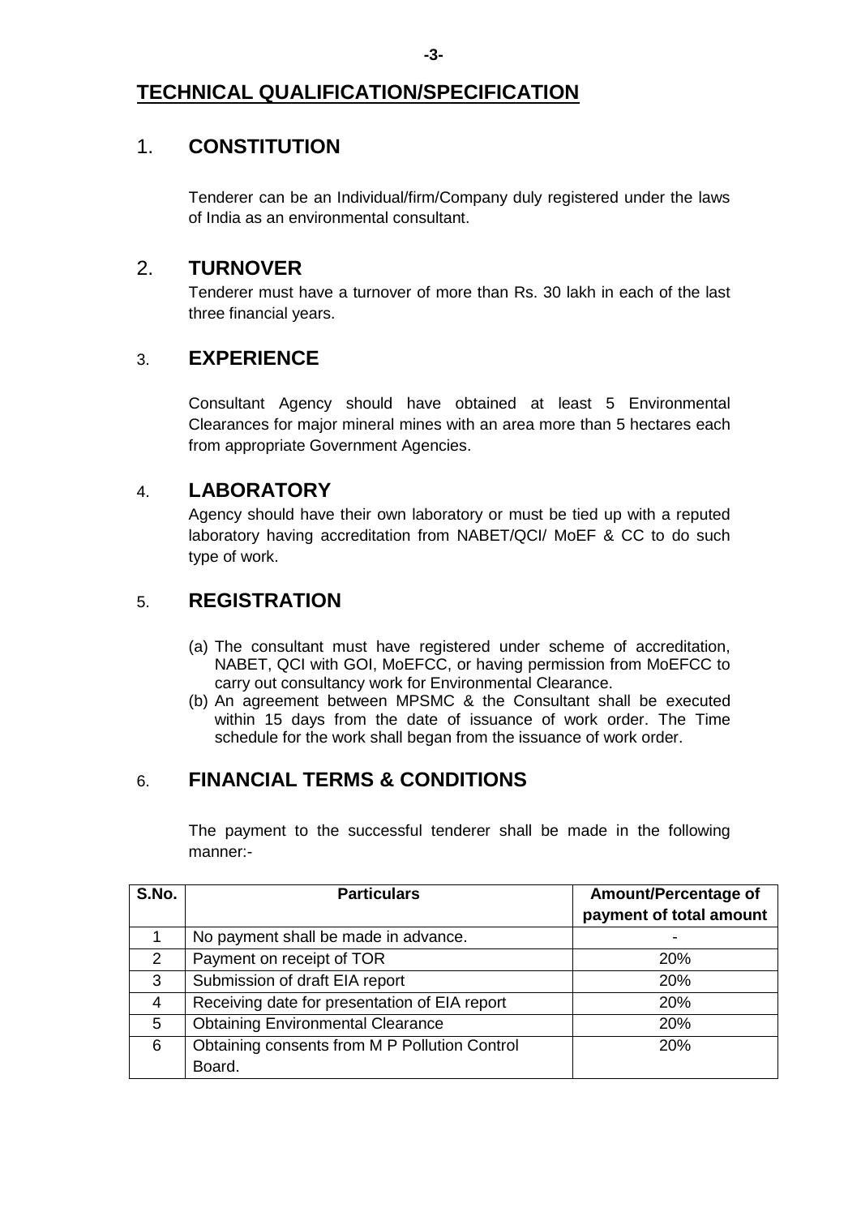## TECHNICAL QUALIFICATION/SPECIFICATION

### 1. CONSTITUTION

Tenderer can be an Individual/firm/Company duly registered under the laws of India as an environmental consultant.

### 2. TURNOVER

Tenderer must have a turnover of more than Rs. 30 lakh in each of the last three financial years.

### 3. EXPERIENCE

Consultant Agency should have obtained at least 5 Environmental Clearances for major mineral mines with an area more than 5 hectares each from appropriate Government Agencies.

### 4. LABORATORY

Agency should have their own laboratory or must be tied up with a reputed laboratory having accreditation from NABET/QCI/ MoEF & CC to do such type of work.

### 5. REGISTRATION

(a) The consultant must have registered under scheme of accreditation, NABET, QCI with GOI, MoEFCC, or having permission from MoEFCC to carry out consultancy work for Environmental Clearance.

(b) An agreement between MPSMC & the Consultant shall be executed within 15 days from the date of issuance of work order. The Time schedule for the work shall began from the issuance of work order.

### 6. FINANCIAL TERMS & CONDITIONS

The payment to the successful tenderer shall be made in the following manner:-

| S.No. | Particulars | Amount/Percentage of payment of total amount |
|---|---|---|
| 1 | No payment shall be made in advance. | - |
| 2 | Payment on receipt of TOR | 20% |
| 3 | Submission of draft EIA report | 20% |
| 4 | Receiving date for presentation of EIA report | 20% |
| 5 | Obtaining Environmental Clearance | 20% |
| 6 | Obtaining consents from M P Pollution Control Board. | 20% |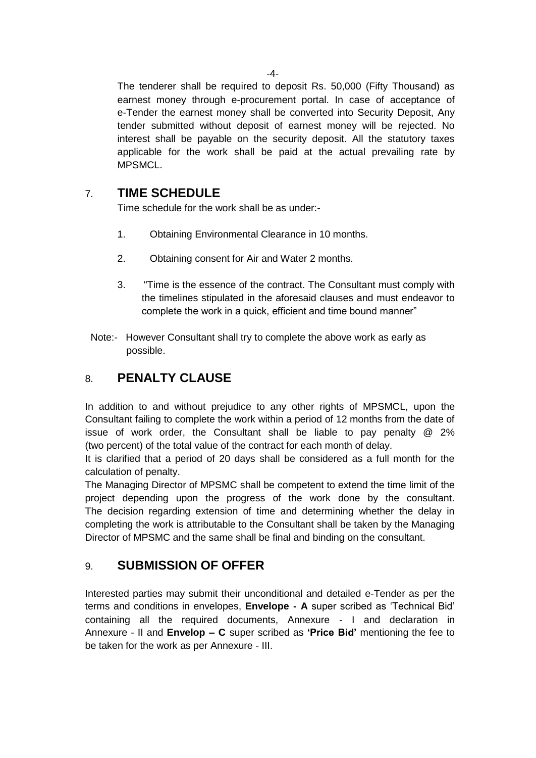The tenderer shall be required to deposit Rs. 50,000 (Fifty Thousand) as earnest money through e-procurement portal. In case of acceptance of e-Tender the earnest money shall be converted into Security Deposit, Any tender submitted without deposit of earnest money will be rejected. No interest shall be payable on the security deposit. All the statutory taxes applicable for the work shall be paid at the actual prevailing rate by MPSMCL.

## 7. TIME SCHEDULE

Time schedule for the work shall be as under:-

1. Obtaining Environmental Clearance in 10 months.
2. Obtaining consent for Air and Water 2 months.
3. "Time is the essence of the contract. The Consultant must comply with the timelines stipulated in the aforesaid clauses and must endeavor to complete the work in a quick, efficient and time bound manner"

Note:- However Consultant shall try to complete the above work as early as possible.

## 8. PENALTY CLAUSE

In addition to and without prejudice to any other rights of MPSMCL, upon the Consultant failing to complete the work within a period of 12 months from the date of issue of work order, the Consultant shall be liable to pay penalty @ 2% (two percent) of the total value of the contract for each month of delay.

It is clarified that a period of 20 days shall be considered as a full month for the calculation of penalty.

The Managing Director of MPSMC shall be competent to extend the time limit of the project depending upon the progress of the work done by the consultant. The decision regarding extension of time and determining whether the delay in completing the work is attributable to the Consultant shall be taken by the Managing Director of MPSMC and the same shall be final and binding on the consultant.

## 9. SUBMISSION OF OFFER

Interested parties may submit their unconditional and detailed e-Tender as per the terms and conditions in envelopes, **Envelope - A** super scribed as 'Technical Bid' containing all the required documents, Annexure - I and declaration in Annexure - II and **Envelop – C** super scribed as **'Price Bid'** mentioning the fee to be taken for the work as per Annexure - III.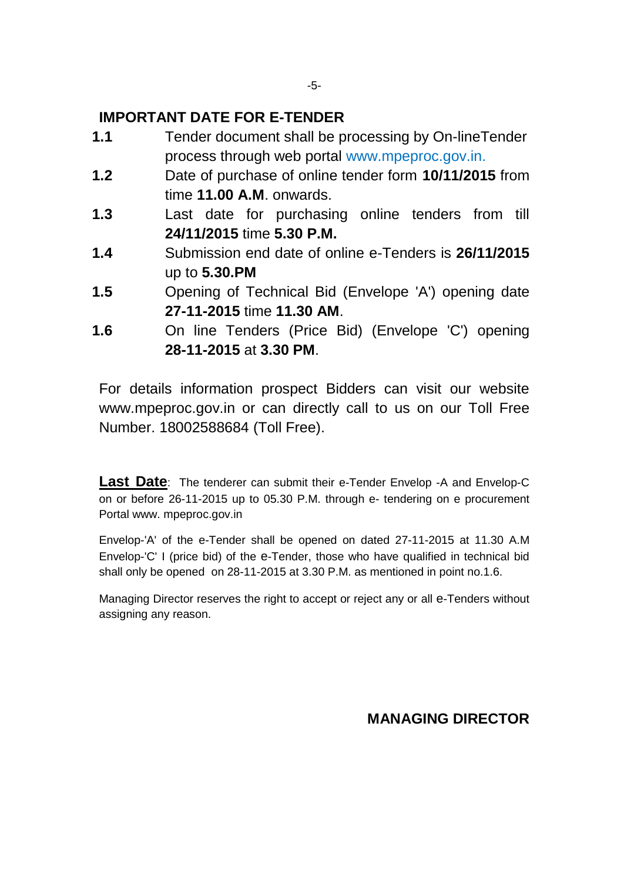## IMPORTANT DATE FOR E-TENDER

**1.1** Tender document shall be processing by On-lineTender process through web portal www.mpeproc.gov.in.

**1.2** Date of purchase of online tender form **10/11/2015** from time **11.00 A.M**. onwards.

**1.3** Last date for purchasing online tenders from till **24/11/2015** time **5.30 P.M.**

**1.4** Submission end date of online e-Tenders is **26/11/2015** up to **5.30.PM**

**1.5** Opening of Technical Bid (Envelope 'A') opening date **27-11-2015** time **11.30 AM**.

**1.6** On line Tenders (Price Bid) (Envelope 'C') opening **28-11-2015** at **3.30 PM**.

For details information prospect Bidders can visit our website www.mpeproc.gov.in or can directly call to us on our Toll Free Number. 18002588684 (Toll Free).

**<u>Last Date</u>**: The tenderer can submit their e-Tender Envelop -A and Envelop-C on or before 26-11-2015 up to 05.30 P.M. through e- tendering on e procurement Portal www. mpeproc.gov.in

Envelop-'A' of the e-Tender shall be opened on dated 27-11-2015 at 11.30 A.M Envelop-'C' I (price bid) of the e-Tender, those who have qualified in technical bid shall only be opened on 28-11-2015 at 3.30 P.M. as mentioned in point no.1.6.

Managing Director reserves the right to accept or reject any or all e-Tenders without assigning any reason.

**MANAGING DIRECTOR**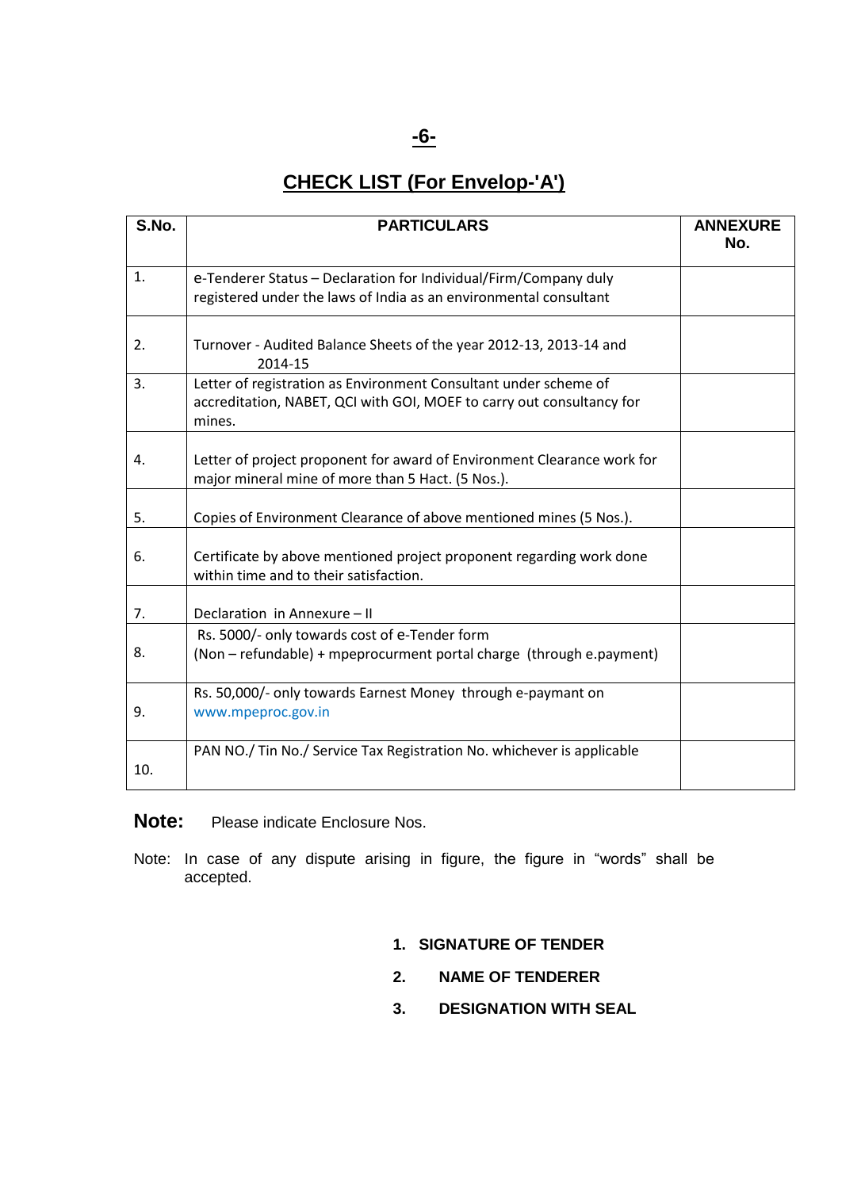# CHECK LIST (For Envelop-'A')

| S.No. | PARTICULARS | ANNEXURE No. |
|---|---|---|
| 1. | e-Tenderer Status – Declaration for Individual/Firm/Company duly registered under the laws of India as an environmental consultant | |
| 2. | Turnover - Audited Balance Sheets of the year 2012-13, 2013-14 and 2014-15 | |
| 3. | Letter of registration as Environment Consultant under scheme of accreditation, NABET, QCI with GOI, MOEF to carry out consultancy for mines. | |
| 4. | Letter of project proponent for award of Environment Clearance work for major mineral mine of more than 5 Hact. (5 Nos.). | |
| 5. | Copies of Environment Clearance of above mentioned mines (5 Nos.). | |
| 6. | Certificate by above mentioned project proponent regarding work done within time and to their satisfaction. | |
| 7. | Declaration in Annexure – II | |
| 8. | Rs. 5000/- only towards cost of e-Tender form (Non – refundable) + mpeprocurment portal charge (through e.payment) | |
| 9. | Rs. 50,000/- only towards Earnest Money through e-paymant on www.mpeproc.gov.in | |
| 10. | PAN NO./ Tin No./ Service Tax Registration No. whichever is applicable | |

**Note:** Please indicate Enclosure Nos.

Note: In case of any dispute arising in figure, the figure in "words" shall be accepted.

1. **SIGNATURE OF TENDER**
2. **NAME OF TENDERER**
3. **DESIGNATION WITH SEAL**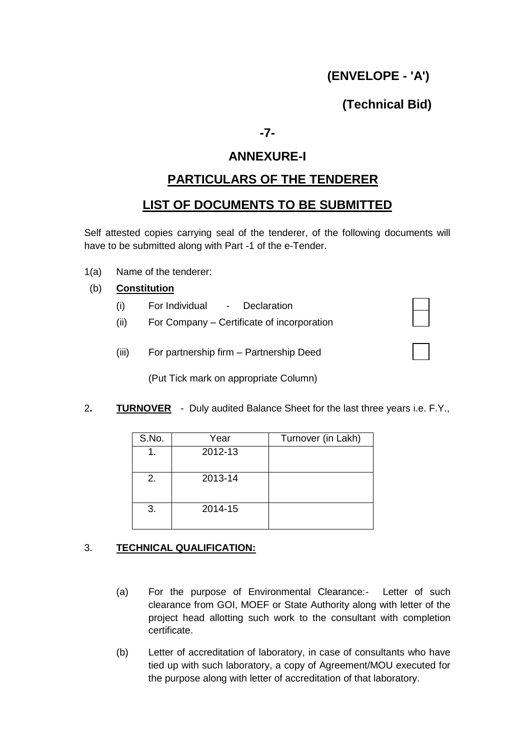**(ENVELOPE - 'A')**

**(Technical Bid)**

**-7-**

## ANNEXURE-I

## PARTICULARS OF THE TENDERER

## LIST OF DOCUMENTS TO BE SUBMITTED

Self attested copies carrying seal of the tenderer, of the following documents will have to be submitted along with Part -1 of the e-Tender.

1(a) Name of the tenderer:

(b) **Constitution**

(i) For Individual - Declaration ☐

(ii) For Company – Certificate of incorporation ☐

(iii) For partnership firm – Partnership Deed ☐

(Put Tick mark on appropriate Column)

2. **TURNOVER** - Duly audited Balance Sheet for the last three years i.e. F.Y.,

| S.No. | Year | Turnover (in Lakh) |
|---|---|---|
| 1. | 2012-13 | |
| 2. | 2013-14 | |
| 3. | 2014-15 | |

3. **TECHNICAL QUALIFICATION:**

(a) For the purpose of Environmental Clearance:- Letter of such clearance from GOI, MOEF or State Authority along with letter of the project head allotting such work to the consultant with completion certificate.

(b) Letter of accreditation of laboratory, in case of consultants who have tied up with such laboratory, a copy of Agreement/MOU executed for the purpose along with letter of accreditation of that laboratory.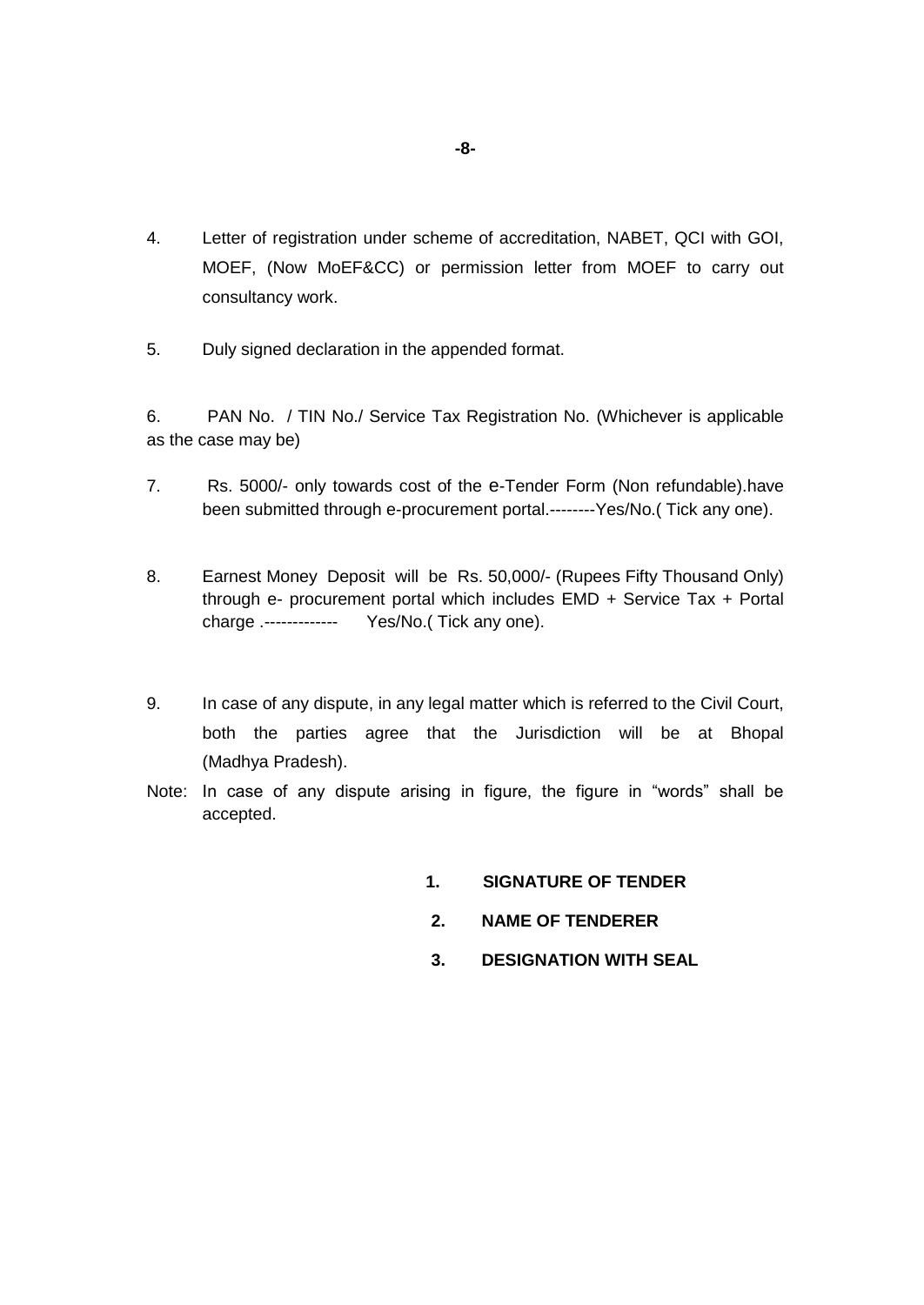4. Letter of registration under scheme of accreditation, NABET, QCI with GOI, MOEF, (Now MoEF&CC) or permission letter from MOEF to carry out consultancy work.

5. Duly signed declaration in the appended format.

6. PAN No. / TIN No./ Service Tax Registration No. (Whichever is applicable as the case may be)

7. Rs. 5000/- only towards cost of the e-Tender Form (Non refundable).have been submitted through e-procurement portal.--------Yes/No.( Tick any one).

8. Earnest Money Deposit will be Rs. 50,000/- (Rupees Fifty Thousand Only) through e- procurement portal which includes EMD + Service Tax + Portal charge .------------- Yes/No.( Tick any one).

9. In case of any dispute, in any legal matter which is referred to the Civil Court, both the parties agree that the Jurisdiction will be at Bhopal (Madhya Pradesh).

Note: In case of any dispute arising in figure, the figure in "words" shall be accepted.

**1. SIGNATURE OF TENDER**

**2. NAME OF TENDERER**

**3. DESIGNATION WITH SEAL**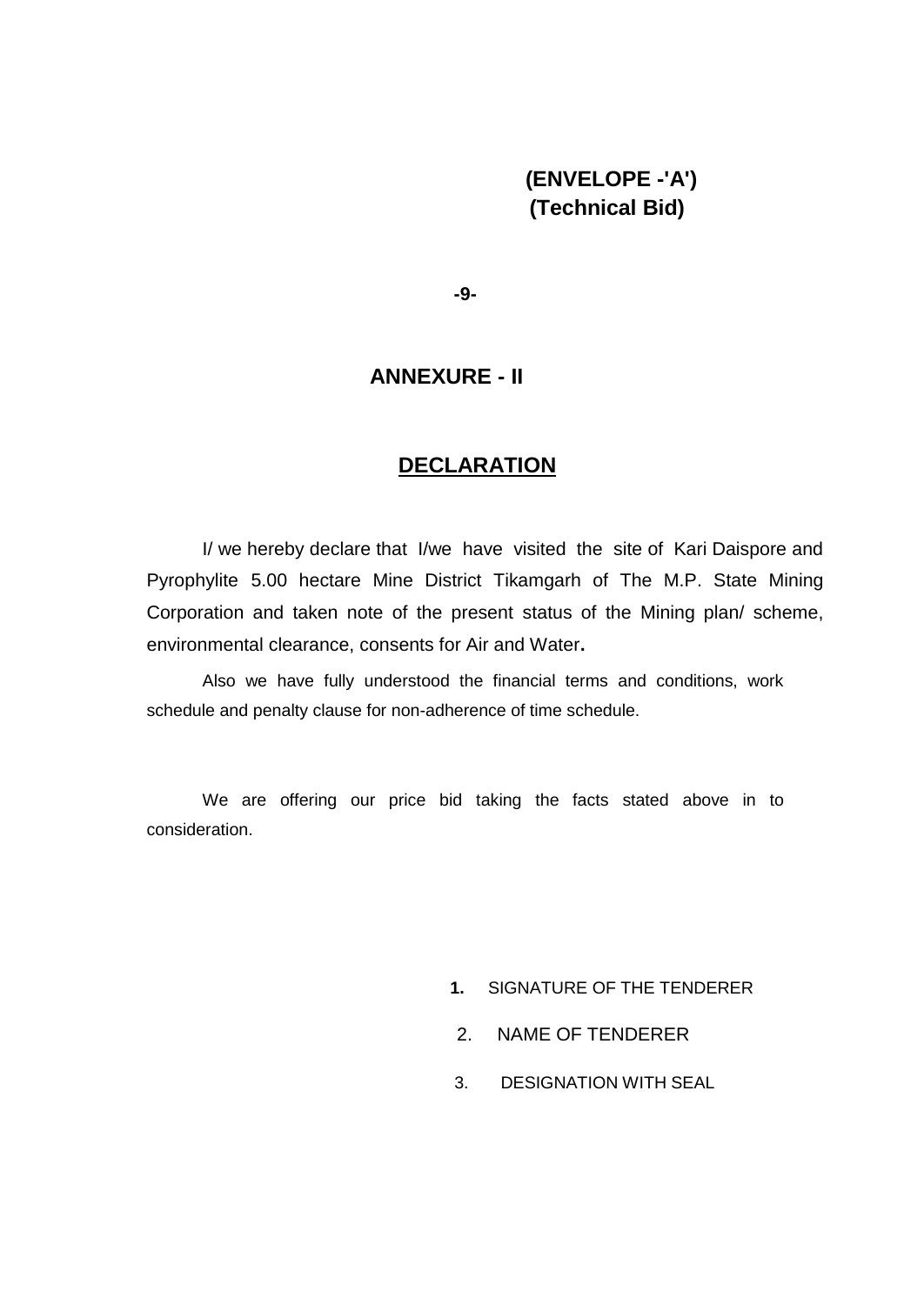**(ENVELOPE -'A')**
**(Technical Bid)**

## ANNEXURE - II

## DECLARATION

I/ we hereby declare that I/we have visited the site of Kari Daispore and Pyrophylite 5.00 hectare Mine District Tikamgarh of The M.P. State Mining Corporation and taken note of the present status of the Mining plan/ scheme, environmental clearance, consents for Air and Water**.**

Also we have fully understood the financial terms and conditions, work schedule and penalty clause for non-adherence of time schedule.

We are offering our price bid taking the facts stated above in to consideration.

1. SIGNATURE OF THE TENDERER
2. NAME OF TENDERER
3. DESIGNATION WITH SEAL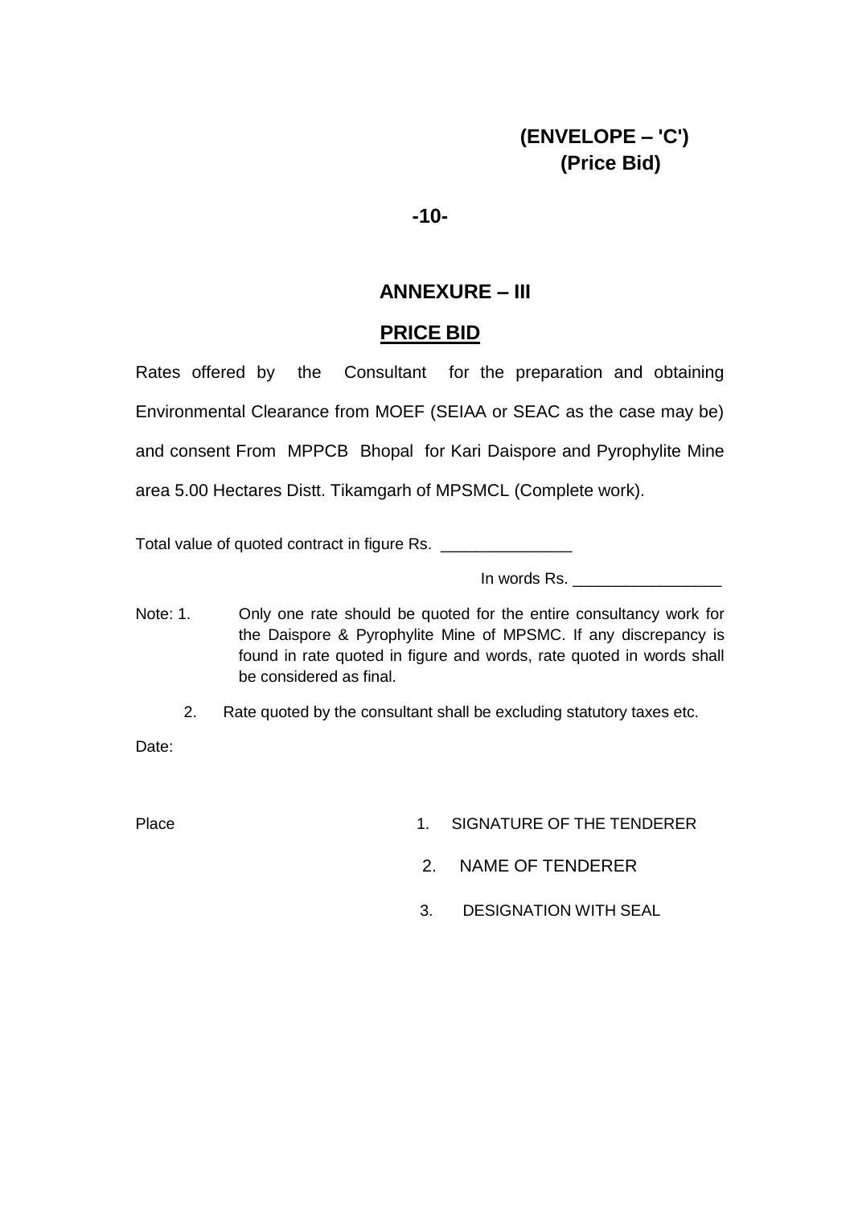**(ENVELOPE – 'C')**
**(Price Bid)**

**-10-**

## ANNEXURE – III

## PRICE BID

Rates offered by the Consultant for the preparation and obtaining Environmental Clearance from MOEF (SEIAA or SEAC as the case may be) and consent From MPPCB Bhopal for Kari Daispore and Pyrophylite Mine area 5.00 Hectares Distt. Tikamgarh of MPSMCL (Complete work).

Total value of quoted contract in figure Rs. _______________

In words Rs. _________________

Note: 1. Only one rate should be quoted for the entire consultancy work for the Daispore & Pyrophylite Mine of MPSMC. If any discrepancy is found in rate quoted in figure and words, rate quoted in words shall be considered as final.

2. Rate quoted by the consultant shall be excluding statutory taxes etc.

Date:

Place

1. SIGNATURE OF THE TENDERER
2. NAME OF TENDERER
3. DESIGNATION WITH SEAL